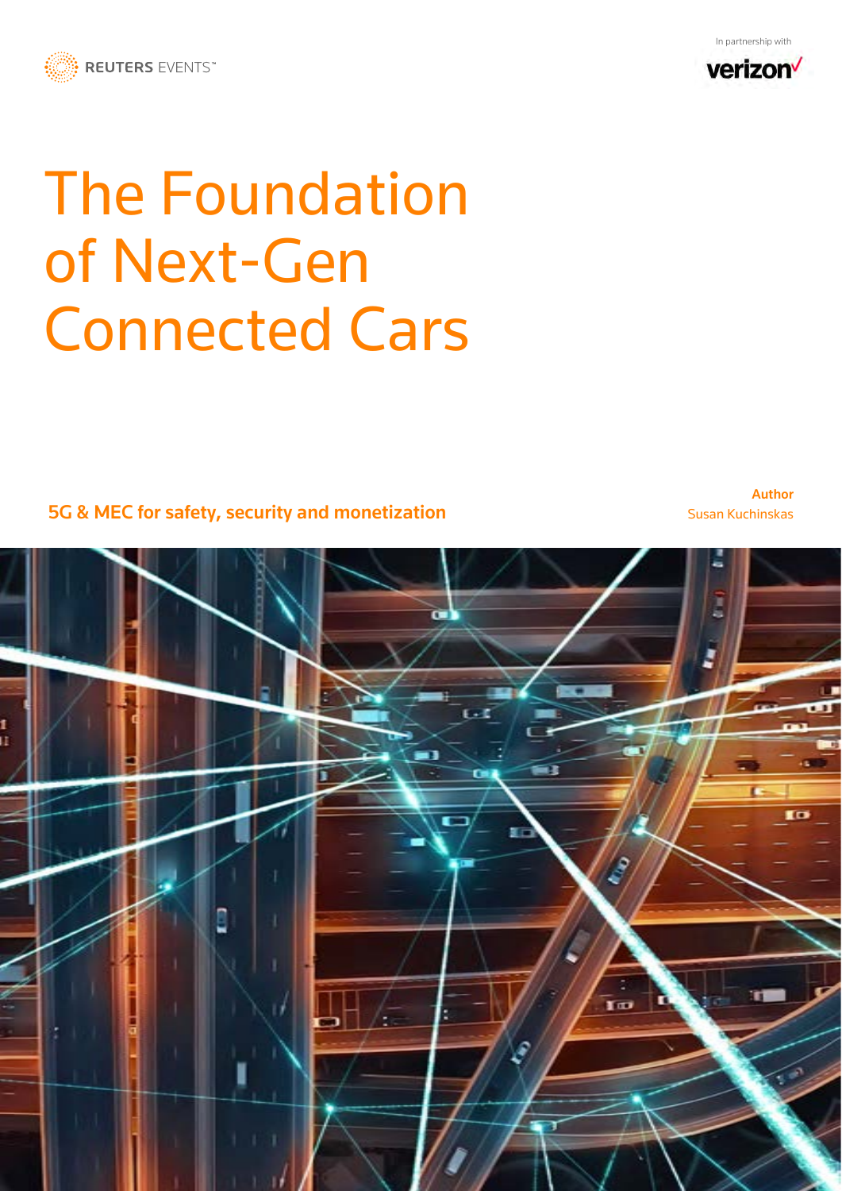REUTERS EVENTS™

In partnership with verizon

# The Foundation of Next-Gen Connected Cars

**5G & MEC for safety, security and monetization**

**Author**
Susan Kuchinskas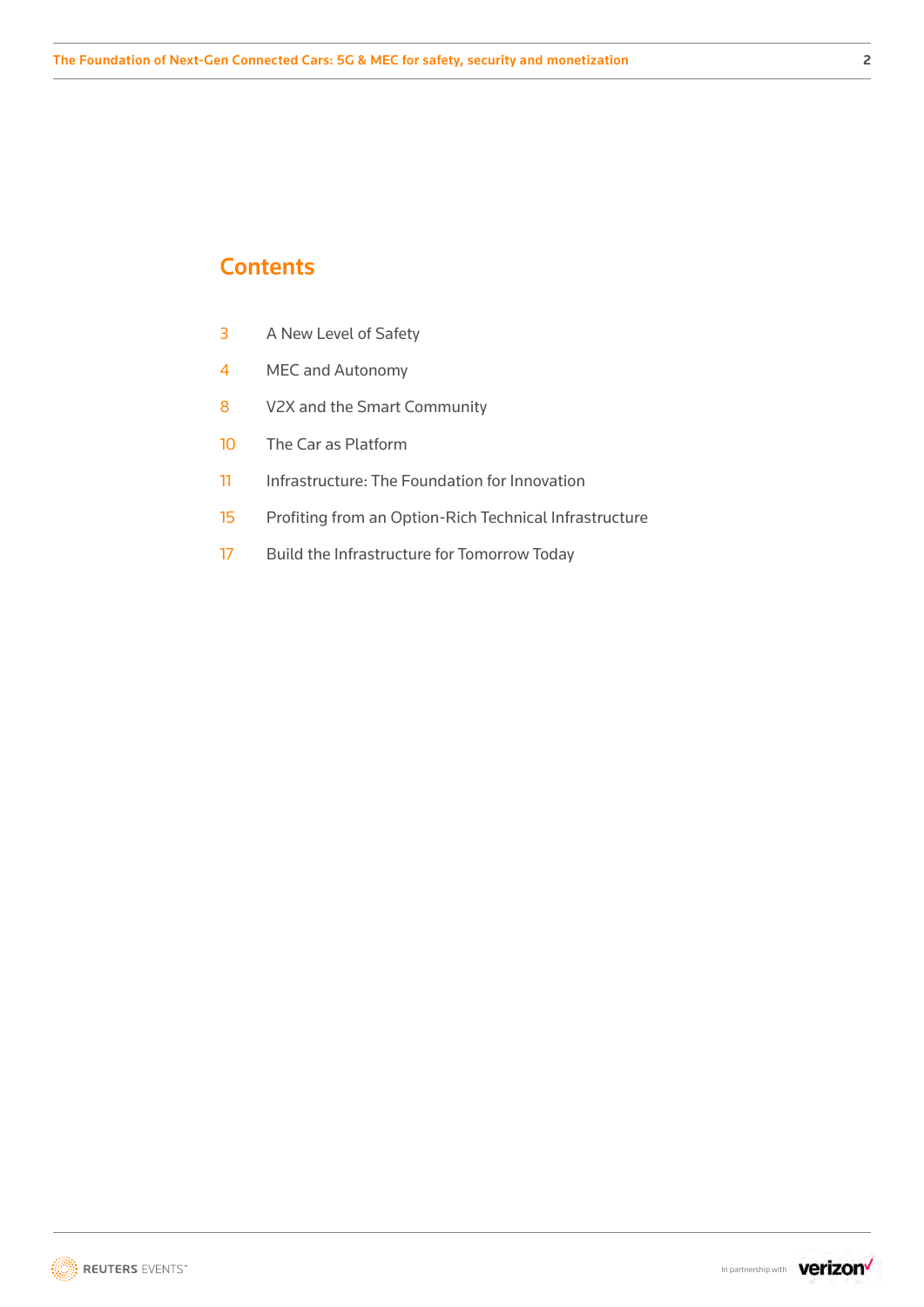## Contents

3 A New Level of Safety

4 MEC and Autonomy

8 V2X and the Smart Community

10 The Car as Platform

11 Infrastructure: The Foundation for Innovation

15 Profiting from an Option-Rich Technical Infrastructure

17 Build the Infrastructure for Tomorrow Today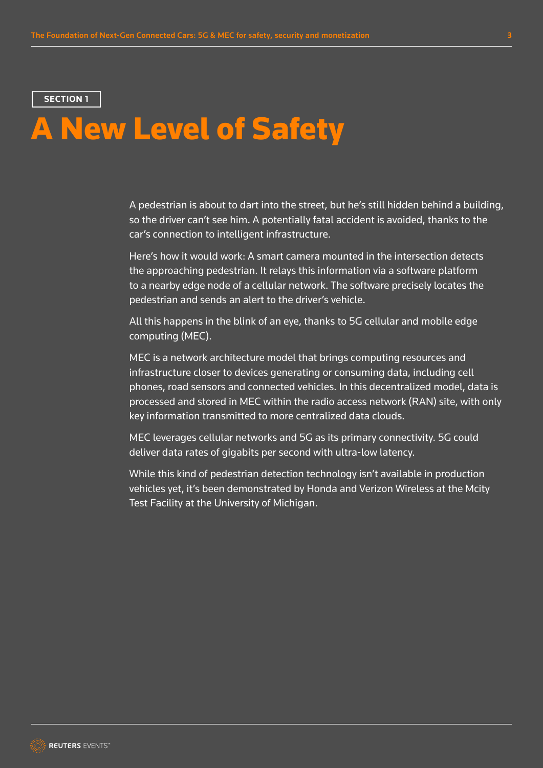SECTION 1

# A New Level of Safety

A pedestrian is about to dart into the street, but he's still hidden behind a building, so the driver can't see him. A potentially fatal accident is avoided, thanks to the car's connection to intelligent infrastructure.

Here's how it would work: A smart camera mounted in the intersection detects the approaching pedestrian. It relays this information via a software platform to a nearby edge node of a cellular network. The software precisely locates the pedestrian and sends an alert to the driver's vehicle.

All this happens in the blink of an eye, thanks to 5G cellular and mobile edge computing (MEC).

MEC is a network architecture model that brings computing resources and infrastructure closer to devices generating or consuming data, including cell phones, road sensors and connected vehicles. In this decentralized model, data is processed and stored in MEC within the radio access network (RAN) site, with only key information transmitted to more centralized data clouds.

MEC leverages cellular networks and 5G as its primary connectivity. 5G could deliver data rates of gigabits per second with ultra-low latency.

While this kind of pedestrian detection technology isn't available in production vehicles yet, it's been demonstrated by Honda and Verizon Wireless at the Mcity Test Facility at the University of Michigan.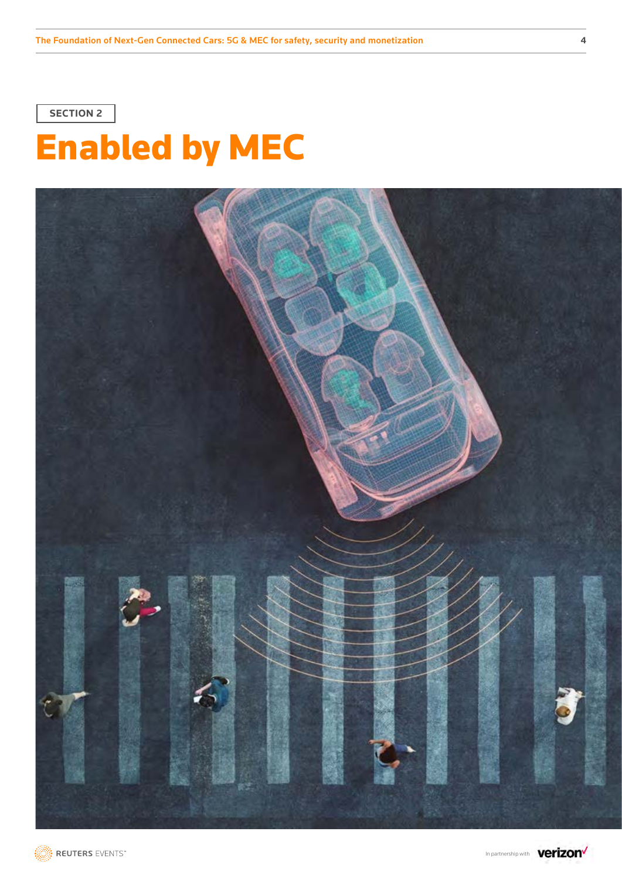SECTION 2

# Enabled by MEC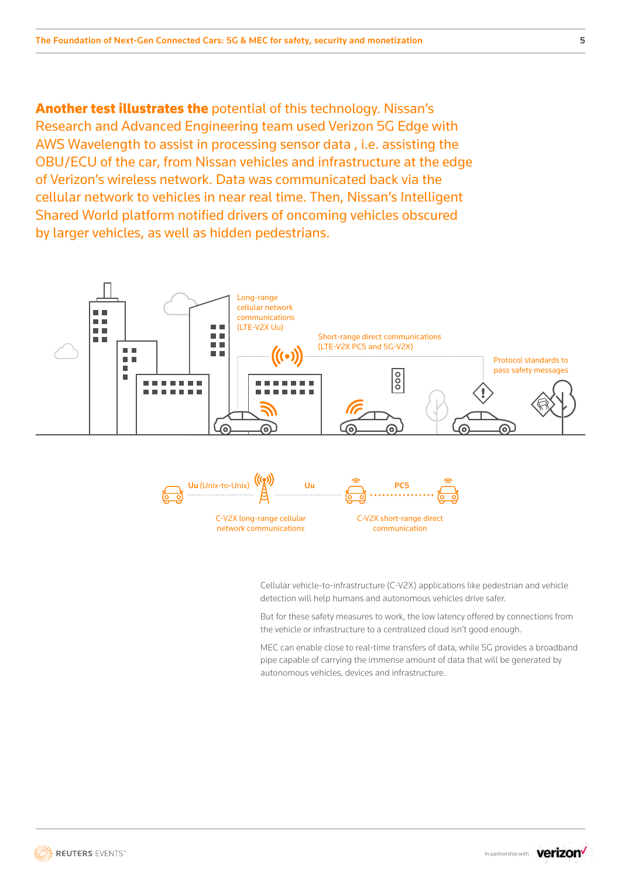**Another test illustrates the** potential of this technology. Nissan's Research and Advanced Engineering team used Verizon 5G Edge with AWS Wavelength to assist in processing sensor data , i.e. assisting the OBU/ECU of the car, from Nissan vehicles and infrastructure at the edge of Verizon's wireless network. Data was communicated back via the cellular network to vehicles in near real time. Then, Nissan's Intelligent Shared World platform notified drivers of oncoming vehicles obscured by larger vehicles, as well as hidden pedestrians.

Long-range cellular network communications (LTE-V2X Uu)

Short-range direct communications (LTE-V2X PC5 and 5G-V2X)

Protocol standards to pass safety messages

**Uu** (Unix-to-Unix) **Uu** **PC5**

C-V2X long-range cellular network communications

C-V2X short-range direct communication

Cellular vehicle-to-infrastructure (C-V2X) applications like pedestrian and vehicle detection will help humans and autonomous vehicles drive safer.

But for these safety measures to work, the low latency offered by connections from the vehicle or infrastructure to a centralized cloud isn't good enough.

MEC can enable close to real-time transfers of data, while 5G provides a broadband pipe capable of carrying the immense amount of data that will be generated by autonomous vehicles, devices and infrastructure.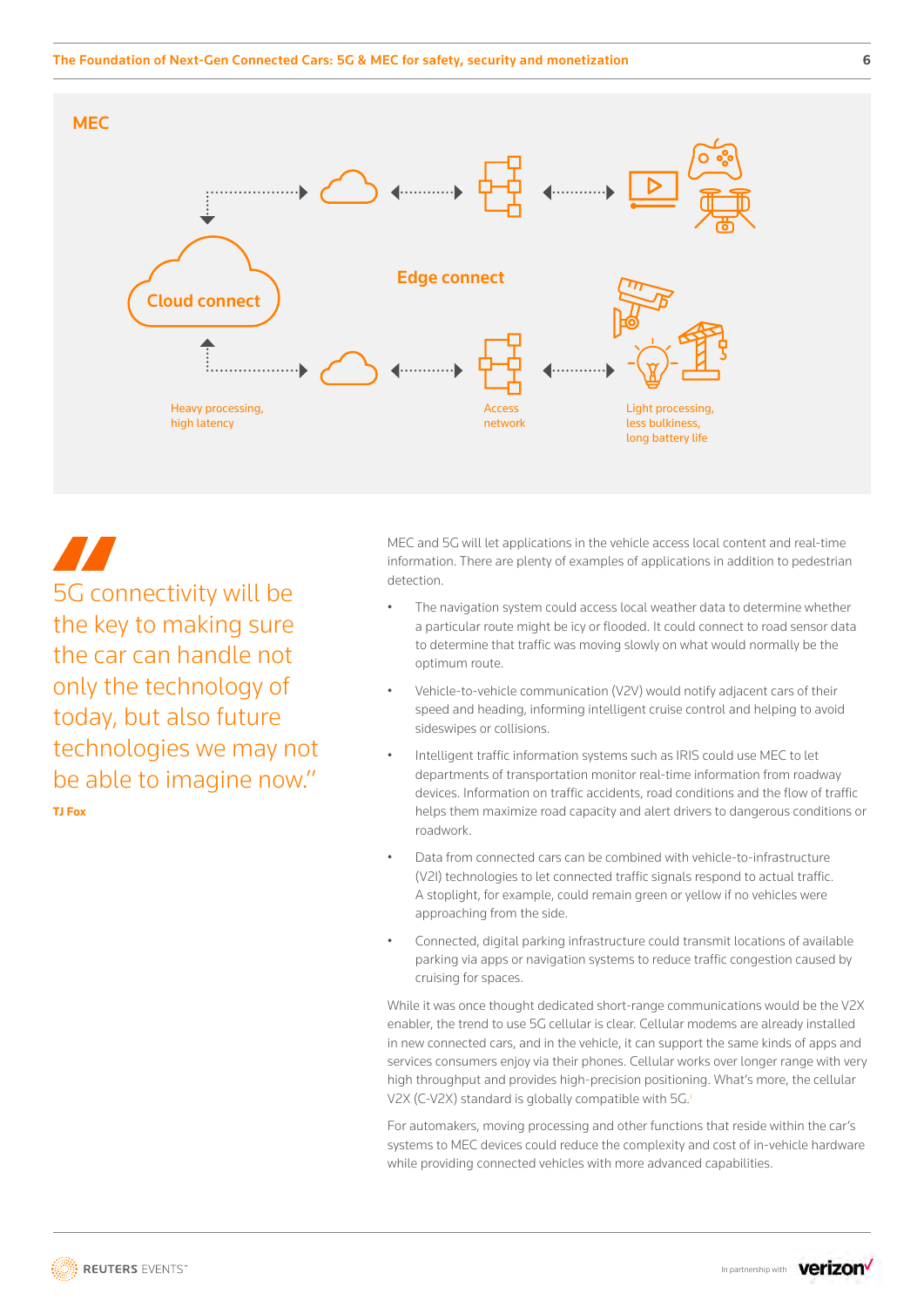## MEC

Cloud connect

Edge connect

Heavy processing, high latency

Access network

Light processing, less bulkiness, long battery life

> 5G connectivity will be the key to making sure the car can handle not only the technology of today, but also future technologies we may not be able to imagine now."
>
> **TJ Fox**

MEC and 5G will let applications in the vehicle access local content and real-time information. There are plenty of examples of applications in addition to pedestrian detection.

- The navigation system could access local weather data to determine whether a particular route might be icy or flooded. It could connect to road sensor data to determine that traffic was moving slowly on what would normally be the optimum route.
- Vehicle-to-vehicle communication (V2V) would notify adjacent cars of their speed and heading, informing intelligent cruise control and helping to avoid sideswipes or collisions.
- Intelligent traffic information systems such as IRIS could use MEC to let departments of transportation monitor real-time information from roadway devices. Information on traffic accidents, road conditions and the flow of traffic helps them maximize road capacity and alert drivers to dangerous conditions or roadwork.
- Data from connected cars can be combined with vehicle-to-infrastructure (V2I) technologies to let connected traffic signals respond to actual traffic. A stoplight, for example, could remain green or yellow if no vehicles were approaching from the side.
- Connected, digital parking infrastructure could transmit locations of available parking via apps or navigation systems to reduce traffic congestion caused by cruising for spaces.

While it was once thought dedicated short-range communications would be the V2X enabler, the trend to use 5G cellular is clear. Cellular modems are already installed in new connected cars, and in the vehicle, it can support the same kinds of apps and services consumers enjoy via their phones. Cellular works over longer range with very high throughput and provides high-precision positioning. What's more, the cellular V2X (C-V2X) standard is globally compatible with 5G.[i]

For automakers, moving processing and other functions that reside within the car's systems to MEC devices could reduce the complexity and cost of in-vehicle hardware while providing connected vehicles with more advanced capabilities.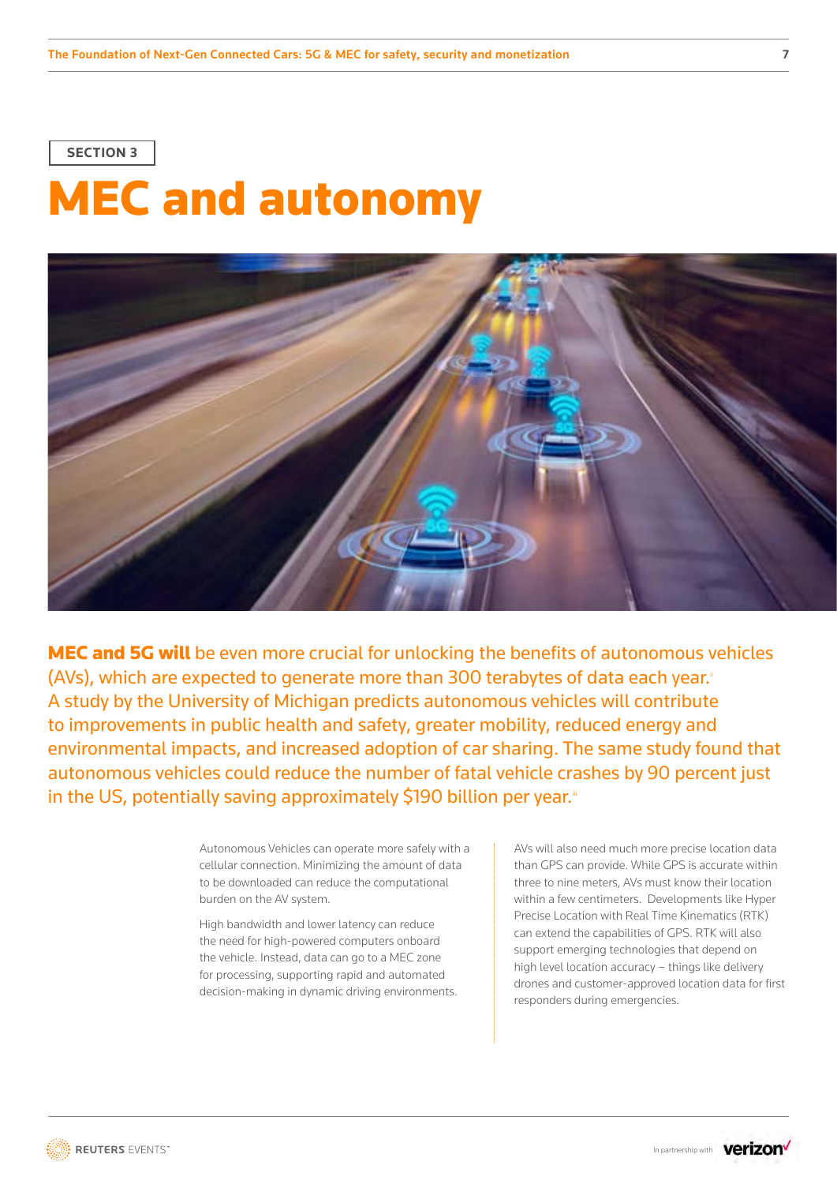SECTION 3

# MEC and autonomy

**MEC and 5G will** be even more crucial for unlocking the benefits of autonomous vehicles (AVs), which are expected to generate more than 300 terabytes of data each year.[ii] A study by the University of Michigan predicts autonomous vehicles will contribute to improvements in public health and safety, greater mobility, reduced energy and environmental impacts, and increased adoption of car sharing. The same study found that autonomous vehicles could reduce the number of fatal vehicle crashes by 90 percent just in the US, potentially saving approximately $190 billion per year.[iii]

Autonomous Vehicles can operate more safely with a cellular connection. Minimizing the amount of data to be downloaded can reduce the computational burden on the AV system.

High bandwidth and lower latency can reduce the need for high-powered computers onboard the vehicle. Instead, data can go to a MEC zone for processing, supporting rapid and automated decision-making in dynamic driving environments.

AVs will also need much more precise location data than GPS can provide. While GPS is accurate within three to nine meters, AVs must know their location within a few centimeters. Developments like Hyper Precise Location with Real Time Kinematics (RTK) can extend the capabilities of GPS. RTK will also support emerging technologies that depend on high level location accuracy – things like delivery drones and customer-approved location data for first responders during emergencies.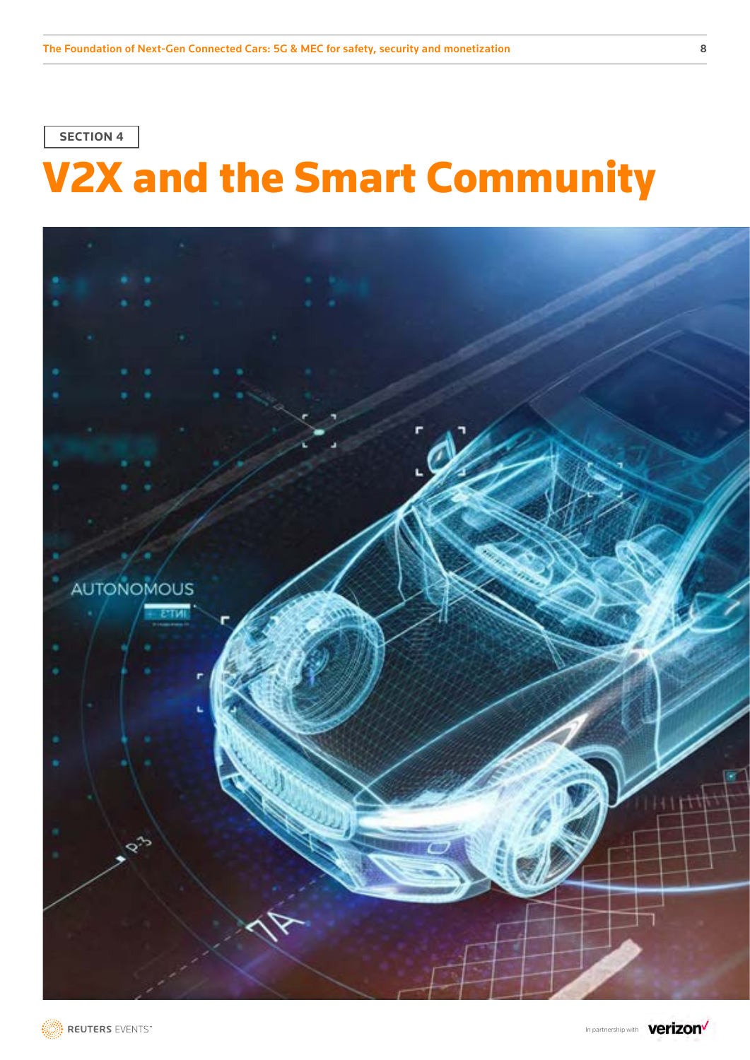SECTION 4

# V2X and the Smart Community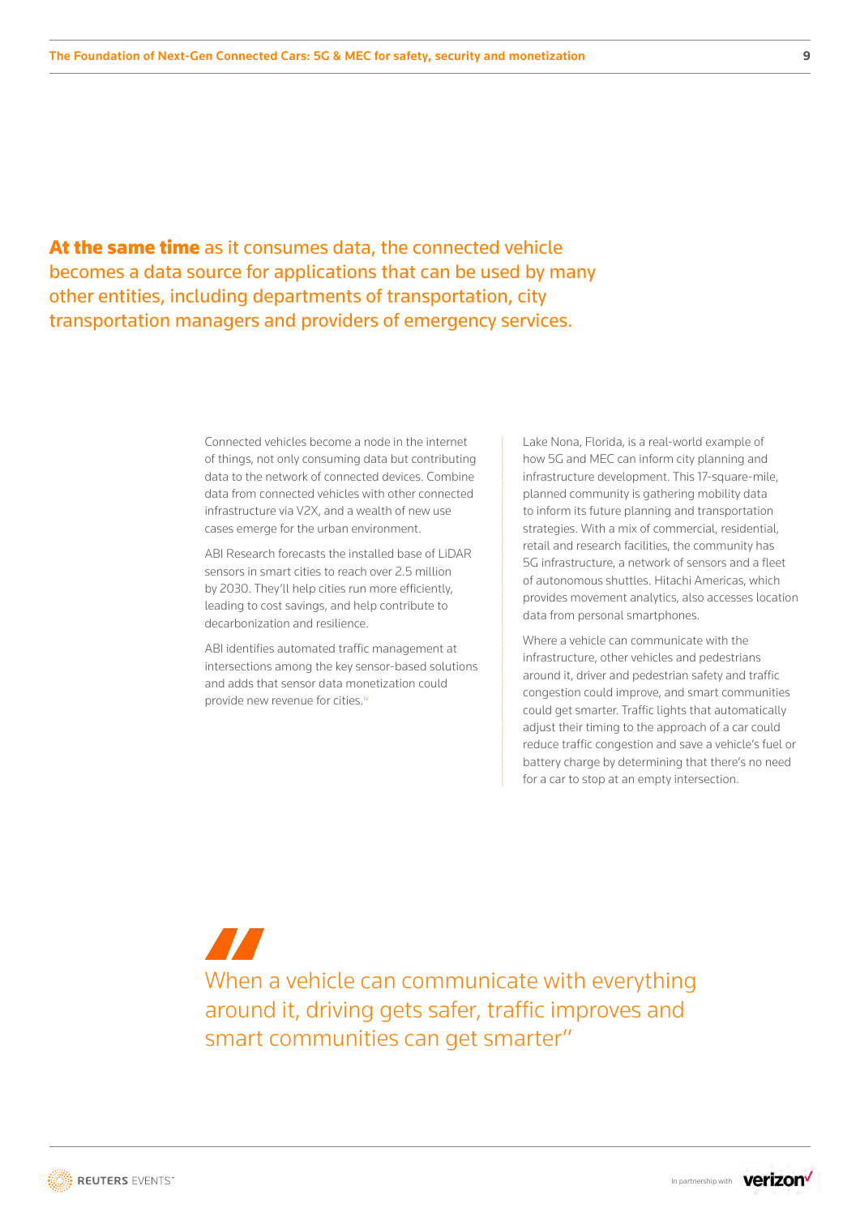**At the same time** as it consumes data, the connected vehicle becomes a data source for applications that can be used by many other entities, including departments of transportation, city transportation managers and providers of emergency services.

Connected vehicles become a node in the internet of things, not only consuming data but contributing data to the network of connected devices. Combine data from connected vehicles with other connected infrastructure via V2X, and a wealth of new use cases emerge for the urban environment.

ABI Research forecasts the installed base of LiDAR sensors in smart cities to reach over 2.5 million by 2030. They'll help cities run more efficiently, leading to cost savings, and help contribute to decarbonization and resilience.

ABI identifies automated traffic management at intersections among the key sensor-based solutions and adds that sensor data monetization could provide new revenue for cities.[iv]

Lake Nona, Florida, is a real-world example of how 5G and MEC can inform city planning and infrastructure development. This 17-square-mile, planned community is gathering mobility data to inform its future planning and transportation strategies. With a mix of commercial, residential, retail and research facilities, the community has 5G infrastructure, a network of sensors and a fleet of autonomous shuttles. Hitachi Americas, which provides movement analytics, also accesses location data from personal smartphones.

Where a vehicle can communicate with the infrastructure, other vehicles and pedestrians around it, driver and pedestrian safety and traffic congestion could improve, and smart communities could get smarter. Traffic lights that automatically adjust their timing to the approach of a car could reduce traffic congestion and save a vehicle's fuel or battery charge by determining that there's no need for a car to stop at an empty intersection.

> When a vehicle can communicate with everything around it, driving gets safer, traffic improves and smart communities can get smarter"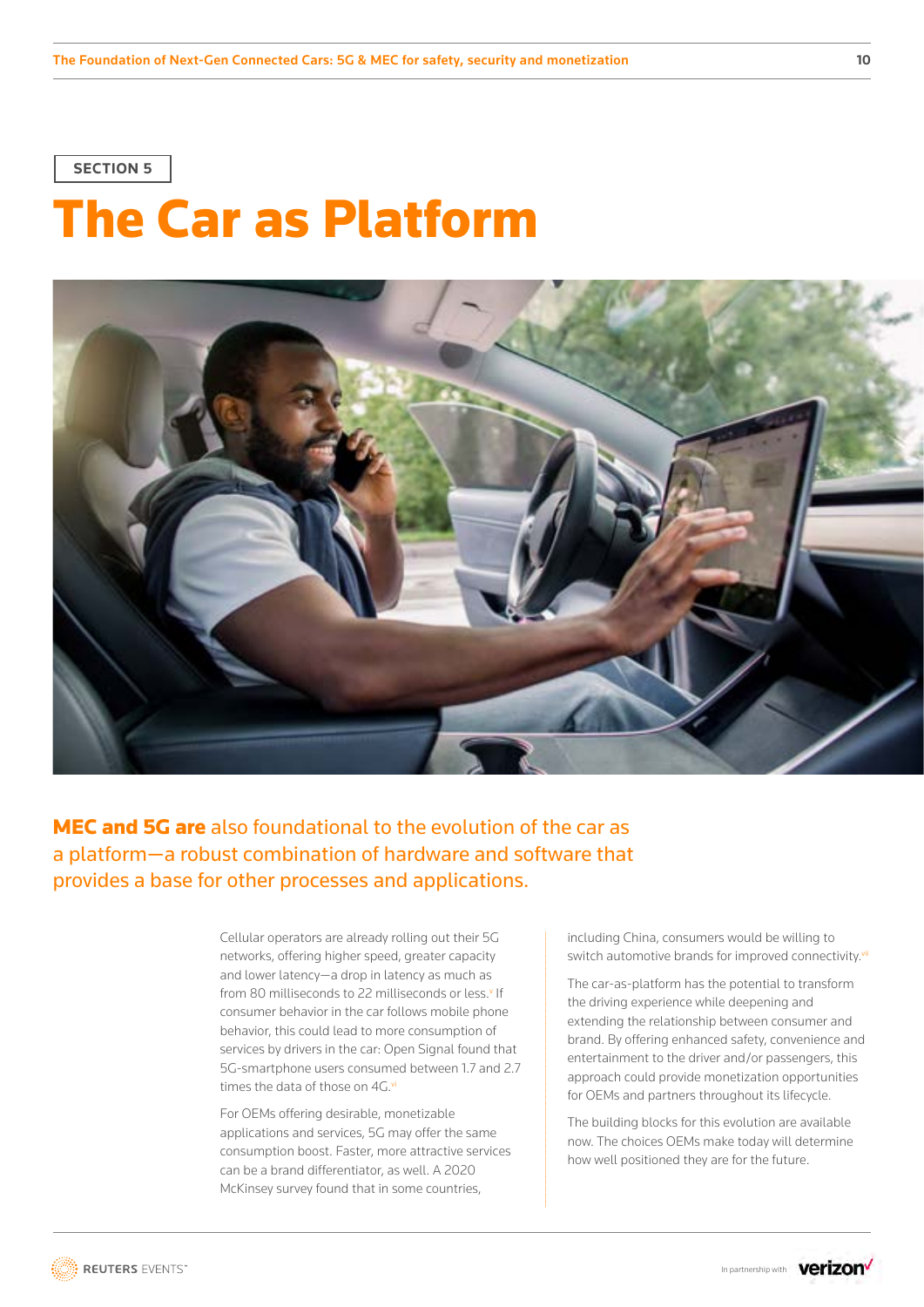SECTION 5

# The Car as Platform

**MEC and 5G are** also foundational to the evolution of the car as a platform—a robust combination of hardware and software that provides a base for other processes and applications.

Cellular operators are already rolling out their 5G networks, offering higher speed, greater capacity and lower latency—a drop in latency as much as from 80 milliseconds to 22 milliseconds or less.[v] If consumer behavior in the car follows mobile phone behavior, this could lead to more consumption of services by drivers in the car: Open Signal found that 5G-smartphone users consumed between 1.7 and 2.7 times the data of those on 4G.[vi]

For OEMs offering desirable, monetizable applications and services, 5G may offer the same consumption boost. Faster, more attractive services can be a brand differentiator, as well. A 2020 McKinsey survey found that in some countries, including China, consumers would be willing to switch automotive brands for improved connectivity.[vii]

The car-as-platform has the potential to transform the driving experience while deepening and extending the relationship between consumer and brand. By offering enhanced safety, convenience and entertainment to the driver and/or passengers, this approach could provide monetization opportunities for OEMs and partners throughout its lifecycle.

The building blocks for this evolution are available now. The choices OEMs make today will determine how well positioned they are for the future.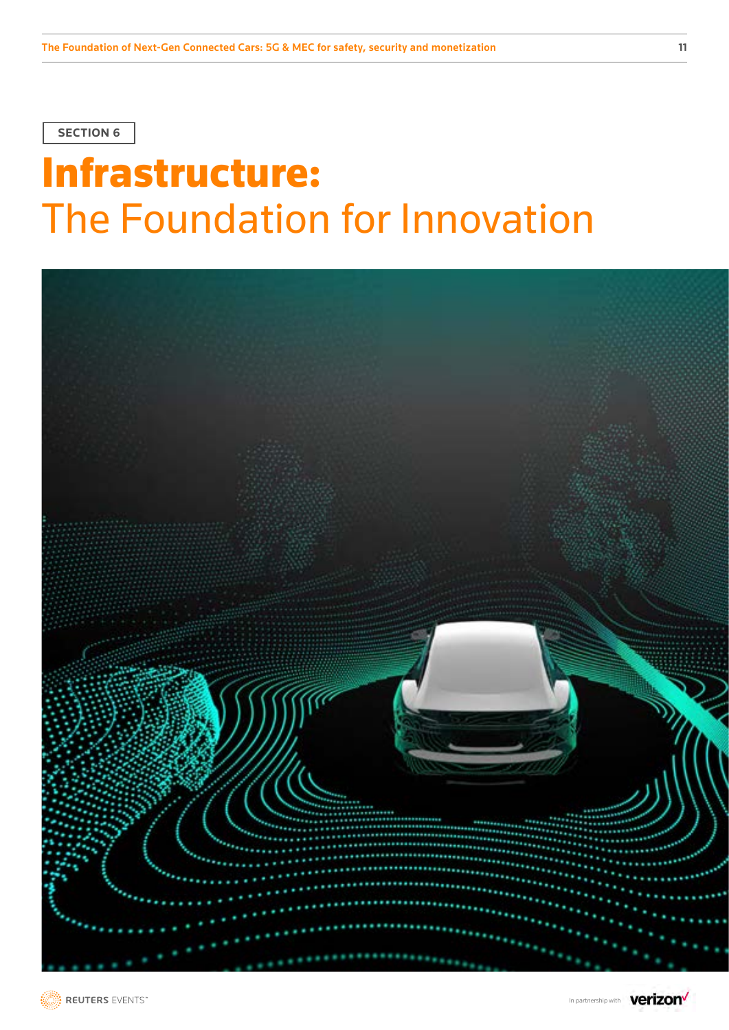SECTION 6

# Infrastructure:
## The Foundation for Innovation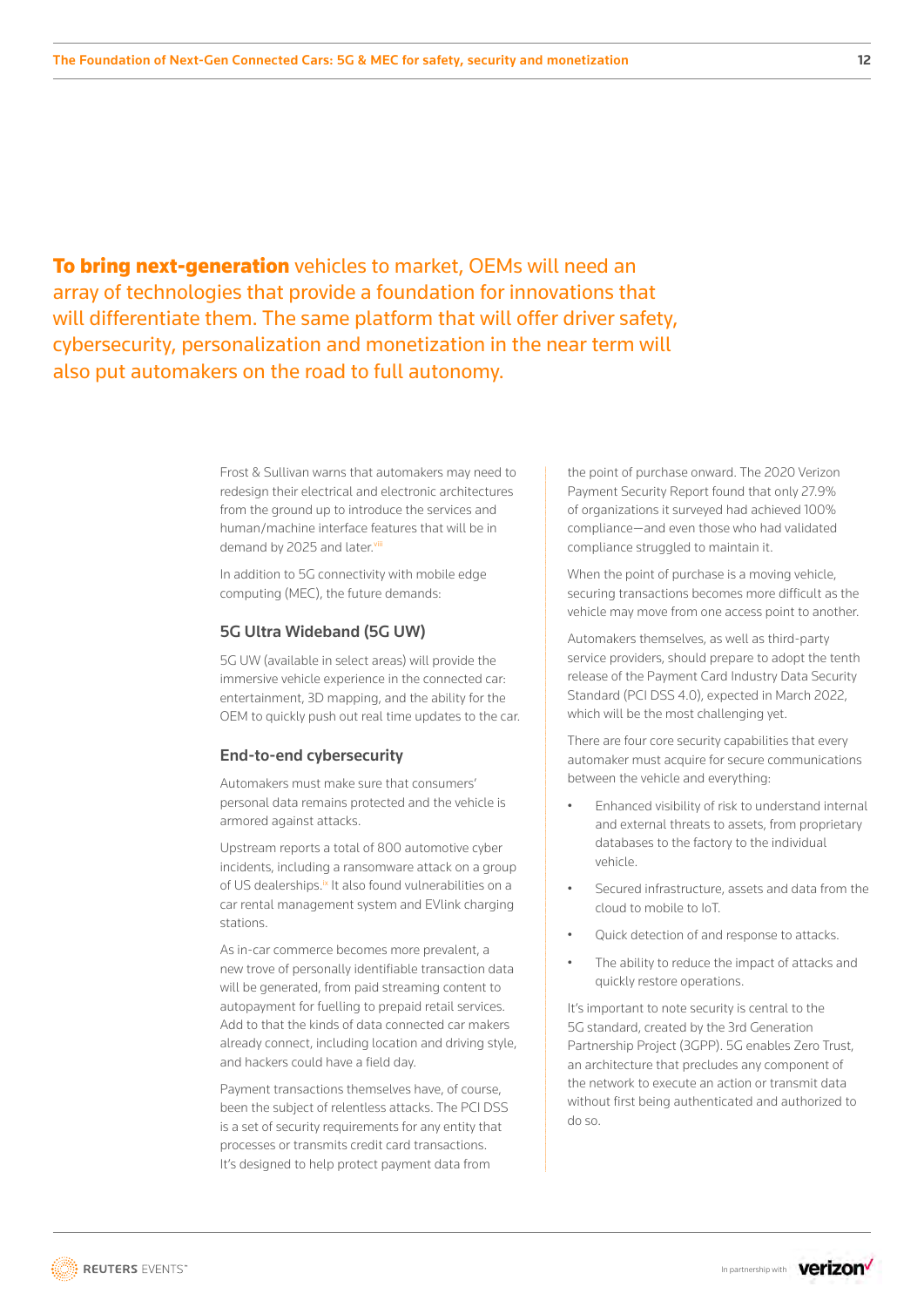**To bring next-generation** vehicles to market, OEMs will need an array of technologies that provide a foundation for innovations that will differentiate them. The same platform that will offer driver safety, cybersecurity, personalization and monetization in the near term will also put automakers on the road to full autonomy.

Frost & Sullivan warns that automakers may need to redesign their electrical and electronic architectures from the ground up to introduce the services and human/machine interface features that will be in demand by 2025 and later.[viii]

In addition to 5G connectivity with mobile edge computing (MEC), the future demands:

### 5G Ultra Wideband (5G UW)

5G UW (available in select areas) will provide the immersive vehicle experience in the connected car: entertainment, 3D mapping, and the ability for the OEM to quickly push out real time updates to the car.

### End-to-end cybersecurity

Automakers must make sure that consumers' personal data remains protected and the vehicle is armored against attacks.

Upstream reports a total of 800 automotive cyber incidents, including a ransomware attack on a group of US dealerships.[ix] It also found vulnerabilities on a car rental management system and EVlink charging stations.

As in-car commerce becomes more prevalent, a new trove of personally identifiable transaction data will be generated, from paid streaming content to autopayment for fuelling to prepaid retail services. Add to that the kinds of data connected car makers already connect, including location and driving style, and hackers could have a field day.

Payment transactions themselves have, of course, been the subject of relentless attacks. The PCI DSS is a set of security requirements for any entity that processes or transmits credit card transactions. It's designed to help protect payment data from the point of purchase onward. The 2020 Verizon Payment Security Report found that only 27.9% of organizations it surveyed had achieved 100% compliance—and even those who had validated compliance struggled to maintain it.

When the point of purchase is a moving vehicle, securing transactions becomes more difficult as the vehicle may move from one access point to another.

Automakers themselves, as well as third-party service providers, should prepare to adopt the tenth release of the Payment Card Industry Data Security Standard (PCI DSS 4.0), expected in March 2022, which will be the most challenging yet.

There are four core security capabilities that every automaker must acquire for secure communications between the vehicle and everything:

- Enhanced visibility of risk to understand internal and external threats to assets, from proprietary databases to the factory to the individual vehicle.
- Secured infrastructure, assets and data from the cloud to mobile to IoT.
- Quick detection of and response to attacks.
- The ability to reduce the impact of attacks and quickly restore operations.

It's important to note security is central to the 5G standard, created by the 3rd Generation Partnership Project (3GPP). 5G enables Zero Trust, an architecture that precludes any component of the network to execute an action or transmit data without first being authenticated and authorized to do so.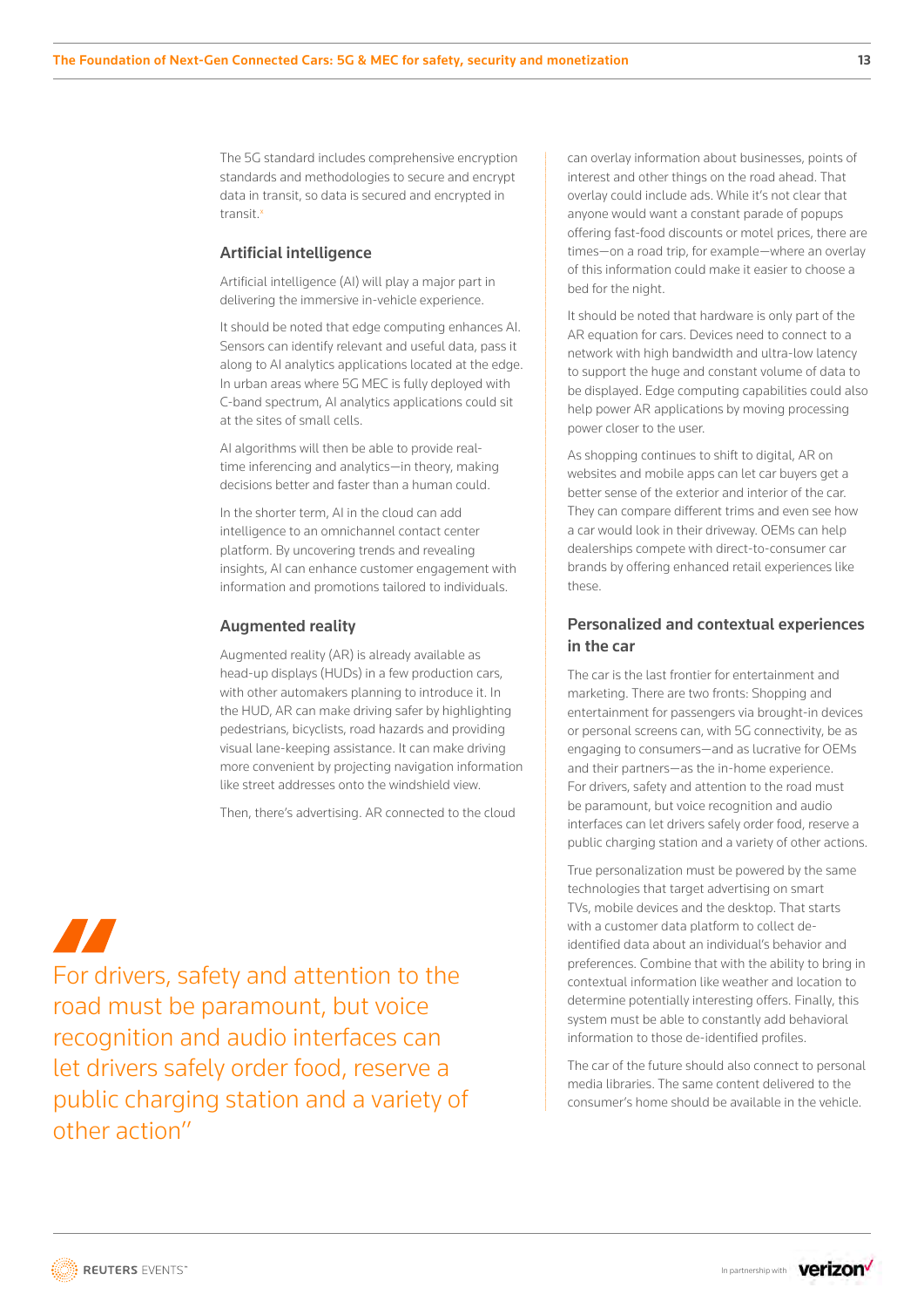The 5G standard includes comprehensive encryption standards and methodologies to secure and encrypt data in transit, so data is secured and encrypted in transit.[x]

### Artificial intelligence

Artificial intelligence (AI) will play a major part in delivering the immersive in-vehicle experience.

It should be noted that edge computing enhances AI. Sensors can identify relevant and useful data, pass it along to AI analytics applications located at the edge. In urban areas where 5G MEC is fully deployed with C-band spectrum, AI analytics applications could sit at the sites of small cells.

AI algorithms will then be able to provide real-time inferencing and analytics—in theory, making decisions better and faster than a human could.

In the shorter term, AI in the cloud can add intelligence to an omnichannel contact center platform. By uncovering trends and revealing insights, AI can enhance customer engagement with information and promotions tailored to individuals.

### Augmented reality

Augmented reality (AR) is already available as head-up displays (HUDs) in a few production cars, with other automakers planning to introduce it. In the HUD, AR can make driving safer by highlighting pedestrians, bicyclists, road hazards and providing visual lane-keeping assistance. It can make driving more convenient by projecting navigation information like street addresses onto the windshield view.

Then, there's advertising. AR connected to the cloud can overlay information about businesses, points of interest and other things on the road ahead. That overlay could include ads. While it's not clear that anyone would want a constant parade of popups offering fast-food discounts or motel prices, there are times—on a road trip, for example—where an overlay of this information could make it easier to choose a bed for the night.

It should be noted that hardware is only part of the AR equation for cars. Devices need to connect to a network with high bandwidth and ultra-low latency to support the huge and constant volume of data to be displayed. Edge computing capabilities could also help power AR applications by moving processing power closer to the user.

As shopping continues to shift to digital, AR on websites and mobile apps can let car buyers get a better sense of the exterior and interior of the car. They can compare different trims and even see how a car would look in their driveway. OEMs can help dealerships compete with direct-to-consumer car brands by offering enhanced retail experiences like these.

> "For drivers, safety and attention to the road must be paramount, but voice recognition and audio interfaces can let drivers safely order food, reserve a public charging station and a variety of other action"

### Personalized and contextual experiences in the car

The car is the last frontier for entertainment and marketing. There are two fronts: Shopping and entertainment for passengers via brought-in devices or personal screens can, with 5G connectivity, be as engaging to consumers—and as lucrative for OEMs and their partners—as the in-home experience. For drivers, safety and attention to the road must be paramount, but voice recognition and audio interfaces can let drivers safely order food, reserve a public charging station and a variety of other actions.

True personalization must be powered by the same technologies that target advertising on smart TVs, mobile devices and the desktop. That starts with a customer data platform to collect de-identified data about an individual's behavior and preferences. Combine that with the ability to bring in contextual information like weather and location to determine potentially interesting offers. Finally, this system must be able to constantly add behavioral information to those de-identified profiles.

The car of the future should also connect to personal media libraries. The same content delivered to the consumer's home should be available in the vehicle.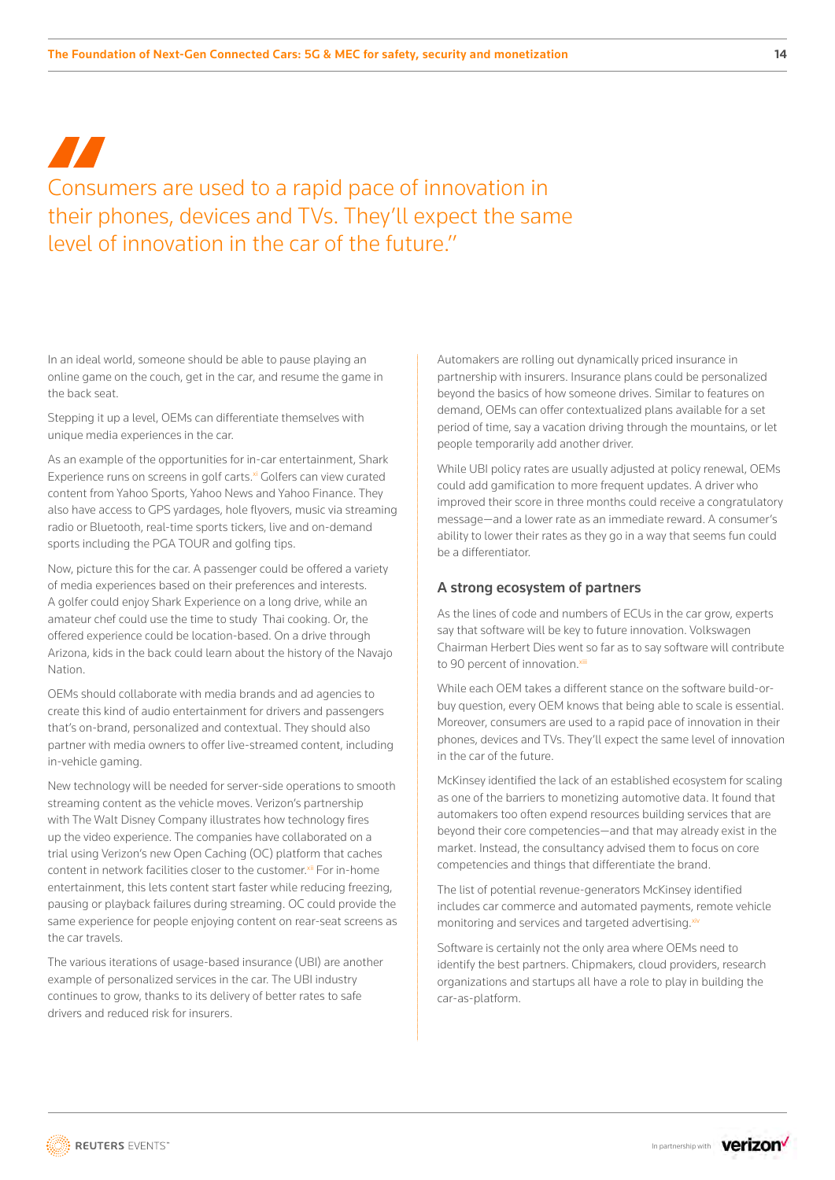> Consumers are used to a rapid pace of innovation in their phones, devices and TVs. They'll expect the same level of innovation in the car of the future."

In an ideal world, someone should be able to pause playing an online game on the couch, get in the car, and resume the game in the back seat.

Stepping it up a level, OEMs can differentiate themselves with unique media experiences in the car.

As an example of the opportunities for in-car entertainment, Shark Experience runs on screens in golf carts.[xi] Golfers can view curated content from Yahoo Sports, Yahoo News and Yahoo Finance. They also have access to GPS yardages, hole flyovers, music via streaming radio or Bluetooth, real-time sports tickers, live and on-demand sports including the PGA TOUR and golfing tips.

Now, picture this for the car. A passenger could be offered a variety of media experiences based on their preferences and interests. A golfer could enjoy Shark Experience on a long drive, while an amateur chef could use the time to study Thai cooking. Or, the offered experience could be location-based. On a drive through Arizona, kids in the back could learn about the history of the Navajo Nation.

OEMs should collaborate with media brands and ad agencies to create this kind of audio entertainment for drivers and passengers that's on-brand, personalized and contextual. They should also partner with media owners to offer live-streamed content, including in-vehicle gaming.

New technology will be needed for server-side operations to smooth streaming content as the vehicle moves. Verizon's partnership with The Walt Disney Company illustrates how technology fires up the video experience. The companies have collaborated on a trial using Verizon's new Open Caching (OC) platform that caches content in network facilities closer to the customer.[xii] For in-home entertainment, this lets content start faster while reducing freezing, pausing or playback failures during streaming. OC could provide the same experience for people enjoying content on rear-seat screens as the car travels.

The various iterations of usage-based insurance (UBI) are another example of personalized services in the car. The UBI industry continues to grow, thanks to its delivery of better rates to safe drivers and reduced risk for insurers.

Automakers are rolling out dynamically priced insurance in partnership with insurers. Insurance plans could be personalized beyond the basics of how someone drives. Similar to features on demand, OEMs can offer contextualized plans available for a set period of time, say a vacation driving through the mountains, or let people temporarily add another driver.

While UBI policy rates are usually adjusted at policy renewal, OEMs could add gamification to more frequent updates. A driver who improved their score in three months could receive a congratulatory message—and a lower rate as an immediate reward. A consumer's ability to lower their rates as they go in a way that seems fun could be a differentiator.

### A strong ecosystem of partners

As the lines of code and numbers of ECUs in the car grow, experts say that software will be key to future innovation. Volkswagen Chairman Herbert Dies went so far as to say software will contribute to 90 percent of innovation.[xiii]

While each OEM takes a different stance on the software build-or-buy question, every OEM knows that being able to scale is essential. Moreover, consumers are used to a rapid pace of innovation in their phones, devices and TVs. They'll expect the same level of innovation in the car of the future.

McKinsey identified the lack of an established ecosystem for scaling as one of the barriers to monetizing automotive data. It found that automakers too often expend resources building services that are beyond their core competencies—and that may already exist in the market. Instead, the consultancy advised them to focus on core competencies and things that differentiate the brand.

The list of potential revenue-generators McKinsey identified includes car commerce and automated payments, remote vehicle monitoring and services and targeted advertising.[xiv]

Software is certainly not the only area where OEMs need to identify the best partners. Chipmakers, cloud providers, research organizations and startups all have a role to play in building the car-as-platform.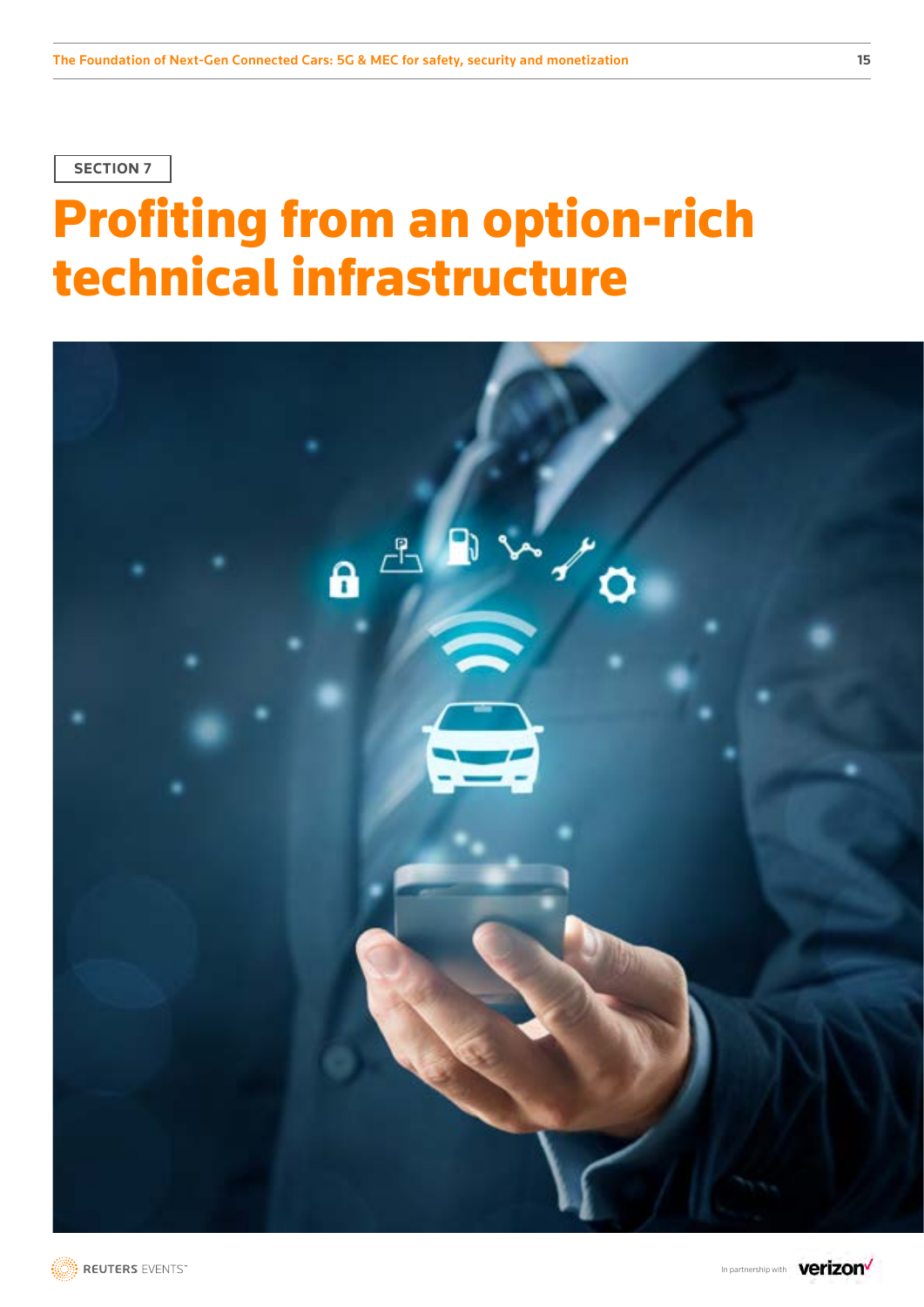SECTION 7

# Profiting from an option-rich technical infrastructure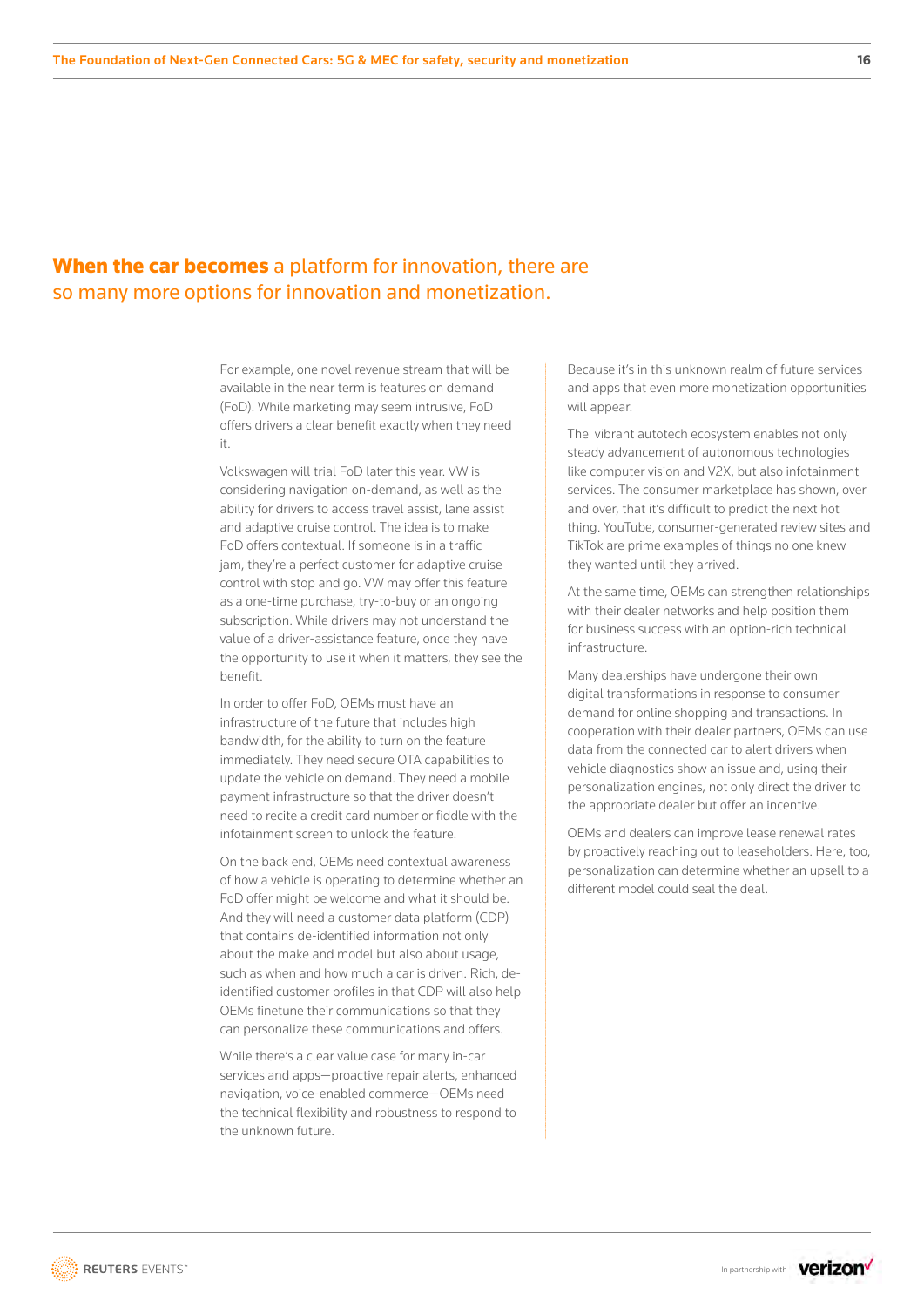## **When the car becomes** a platform for innovation, there are so many more options for innovation and monetization.

For example, one novel revenue stream that will be available in the near term is features on demand (FoD). While marketing may seem intrusive, FoD offers drivers a clear benefit exactly when they need it.

Volkswagen will trial FoD later this year. VW is considering navigation on-demand, as well as the ability for drivers to access travel assist, lane assist and adaptive cruise control. The idea is to make FoD offers contextual. If someone is in a traffic jam, they're a perfect customer for adaptive cruise control with stop and go. VW may offer this feature as a one-time purchase, try-to-buy or an ongoing subscription. While drivers may not understand the value of a driver-assistance feature, once they have the opportunity to use it when it matters, they see the benefit.

In order to offer FoD, OEMs must have an infrastructure of the future that includes high bandwidth, for the ability to turn on the feature immediately. They need secure OTA capabilities to update the vehicle on demand. They need a mobile payment infrastructure so that the driver doesn't need to recite a credit card number or fiddle with the infotainment screen to unlock the feature.

On the back end, OEMs need contextual awareness of how a vehicle is operating to determine whether an FoD offer might be welcome and what it should be. And they will need a customer data platform (CDP) that contains de-identified information not only about the make and model but also about usage, such as when and how much a car is driven. Rich, de-identified customer profiles in that CDP will also help OEMs finetune their communications so that they can personalize these communications and offers.

While there's a clear value case for many in-car services and apps—proactive repair alerts, enhanced navigation, voice-enabled commerce—OEMs need the technical flexibility and robustness to respond to the unknown future.

Because it's in this unknown realm of future services and apps that even more monetization opportunities will appear.

The vibrant autotech ecosystem enables not only steady advancement of autonomous technologies like computer vision and V2X, but also infotainment services. The consumer marketplace has shown, over and over, that it's difficult to predict the next hot thing. YouTube, consumer-generated review sites and TikTok are prime examples of things no one knew they wanted until they arrived.

At the same time, OEMs can strengthen relationships with their dealer networks and help position them for business success with an option-rich technical infrastructure.

Many dealerships have undergone their own digital transformations in response to consumer demand for online shopping and transactions. In cooperation with their dealer partners, OEMs can use data from the connected car to alert drivers when vehicle diagnostics show an issue and, using their personalization engines, not only direct the driver to the appropriate dealer but offer an incentive.

OEMs and dealers can improve lease renewal rates by proactively reaching out to leaseholders. Here, too, personalization can determine whether an upsell to a different model could seal the deal.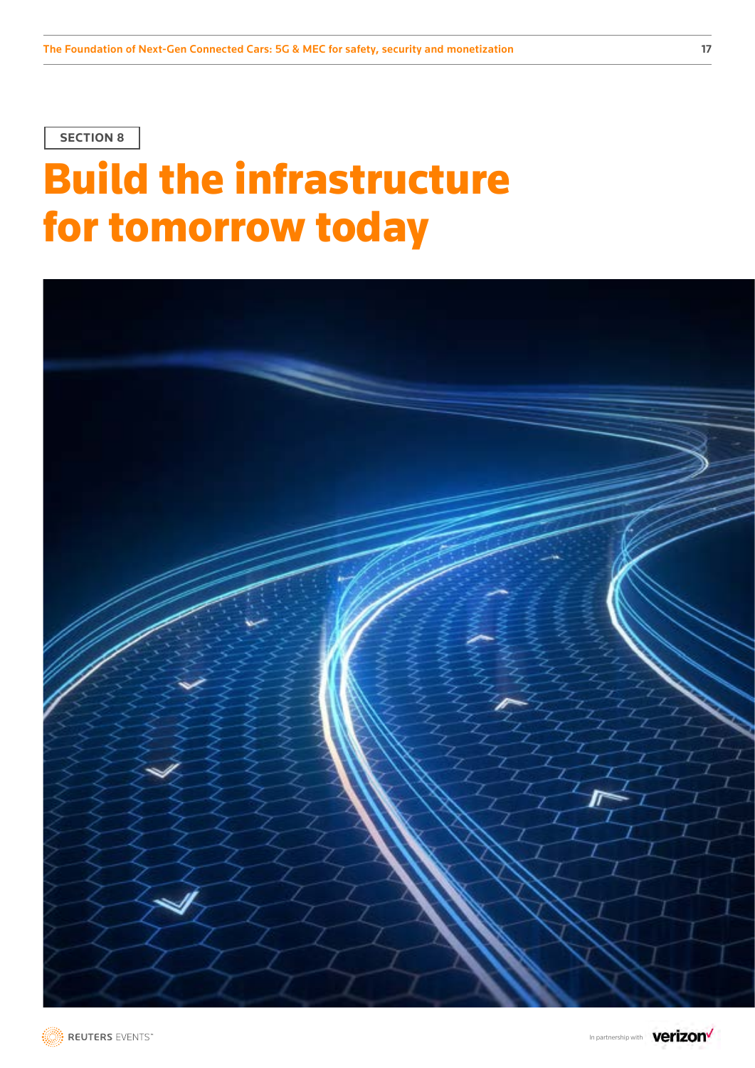SECTION 8

# Build the infrastructure for tomorrow today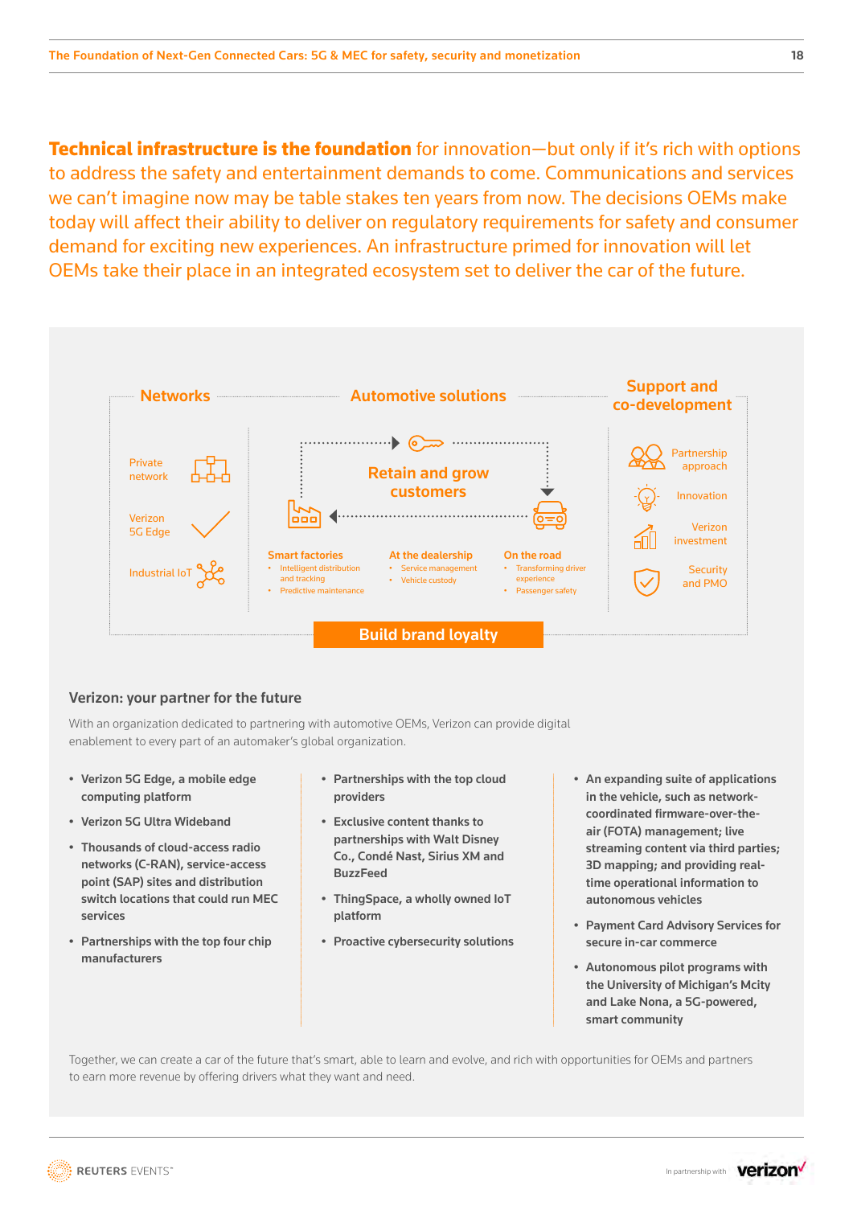**Technical infrastructure is the foundation** for innovation—but only if it's rich with options to address the safety and entertainment demands to come. Communications and services we can't imagine now may be table stakes ten years from now. The decisions OEMs make today will affect their ability to deliver on regulatory requirements for safety and consumer demand for exciting new experiences. An infrastructure primed for innovation will let OEMs take their place in an integrated ecosystem set to deliver the car of the future.

### Networks

- Private network
- Verizon 5G Edge
- Industrial IoT

### Automotive solutions

**Retain and grow customers**

**Smart factories**
- Intelligent distribution and tracking
- Predictive maintenance

**At the dealership**
- Service management
- Vehicle custody

**On the road**
- Transforming driver experience
- Passenger safety

### Support and co-development

- Partnership approach
- Innovation
- Verizon investment
- Security and PMO

**Build brand loyalty**

## Verizon: your partner for the future

With an organization dedicated to partnering with automotive OEMs, Verizon can provide digital enablement to every part of an automaker's global organization.

- **Verizon 5G Edge, a mobile edge computing platform**
- **Verizon 5G Ultra Wideband**
- **Thousands of cloud-access radio networks (C-RAN), service-access point (SAP) sites and distribution switch locations that could run MEC services**
- **Partnerships with the top four chip manufacturers**
- **Partnerships with the top cloud providers**
- **Exclusive content thanks to partnerships with Walt Disney Co., Condé Nast, Sirius XM and BuzzFeed**
- **ThingSpace, a wholly owned IoT platform**
- **Proactive cybersecurity solutions**
- **An expanding suite of applications in the vehicle, such as network-coordinated firmware-over-the-air (FOTA) management; live streaming content via third parties; 3D mapping; and providing real-time operational information to autonomous vehicles**
- **Payment Card Advisory Services for secure in-car commerce**
- **Autonomous pilot programs with the University of Michigan's Mcity and Lake Nona, a 5G-powered, smart community**

Together, we can create a car of the future that's smart, able to learn and evolve, and rich with opportunities for OEMs and partners to earn more revenue by offering drivers what they want and need.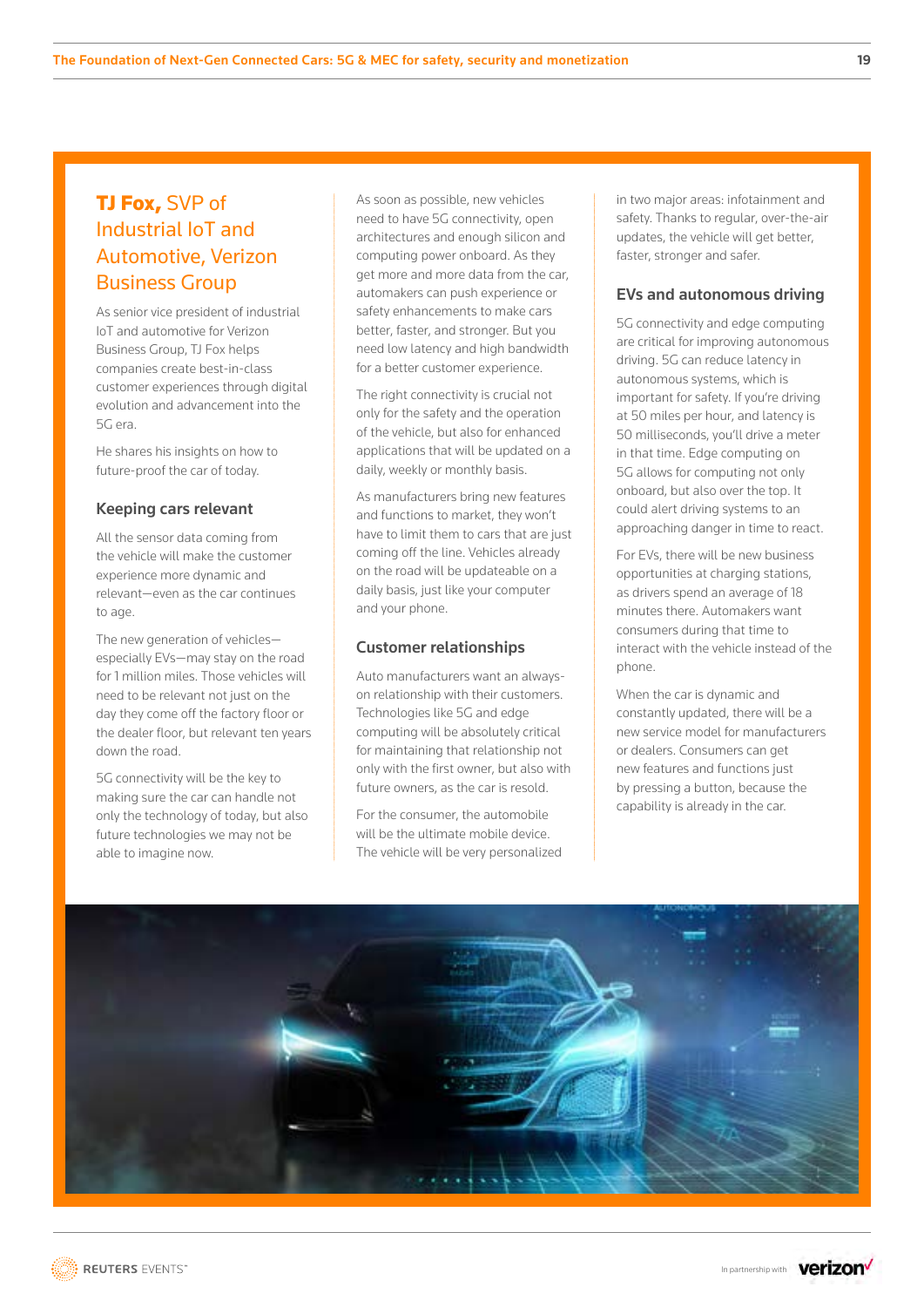## **TJ Fox,** SVP of Industrial IoT and Automotive, Verizon Business Group

As senior vice president of industrial IoT and automotive for Verizon Business Group, TJ Fox helps companies create best-in-class customer experiences through digital evolution and advancement into the 5G era.

He shares his insights on how to future-proof the car of today.

### Keeping cars relevant

All the sensor data coming from the vehicle will make the customer experience more dynamic and relevant—even as the car continues to age.

The new generation of vehicles—especially EVs—may stay on the road for 1 million miles. Those vehicles will need to be relevant not just on the day they come off the factory floor or the dealer floor, but relevant ten years down the road.

5G connectivity will be the key to making sure the car can handle not only the technology of today, but also future technologies we may not be able to imagine now.

As soon as possible, new vehicles need to have 5G connectivity, open architectures and enough silicon and computing power onboard. As they get more and more data from the car, automakers can push experience or safety enhancements to make cars better, faster, and stronger. But you need low latency and high bandwidth for a better customer experience.

The right connectivity is crucial not only for the safety and the operation of the vehicle, but also for enhanced applications that will be updated on a daily, weekly or monthly basis.

As manufacturers bring new features and functions to market, they won't have to limit them to cars that are just coming off the line. Vehicles already on the road will be updateable on a daily basis, just like your computer and your phone.

### Customer relationships

Auto manufacturers want an always-on relationship with their customers. Technologies like 5G and edge computing will be absolutely critical for maintaining that relationship not only with the first owner, but also with future owners, as the car is resold.

For the consumer, the automobile will be the ultimate mobile device. The vehicle will be very personalized in two major areas: infotainment and safety. Thanks to regular, over-the-air updates, the vehicle will get better, faster, stronger and safer.

### EVs and autonomous driving

5G connectivity and edge computing are critical for improving autonomous driving. 5G can reduce latency in autonomous systems, which is important for safety. If you're driving at 50 miles per hour, and latency is 50 milliseconds, you'll drive a meter in that time. Edge computing on 5G allows for computing not only onboard, but also over the top. It could alert driving systems to an approaching danger in time to react.

For EVs, there will be new business opportunities at charging stations, as drivers spend an average of 18 minutes there. Automakers want consumers during that time to interact with the vehicle instead of the phone.

When the car is dynamic and constantly updated, there will be a new service model for manufacturers or dealers. Consumers can get new features and functions just by pressing a button, because the capability is already in the car.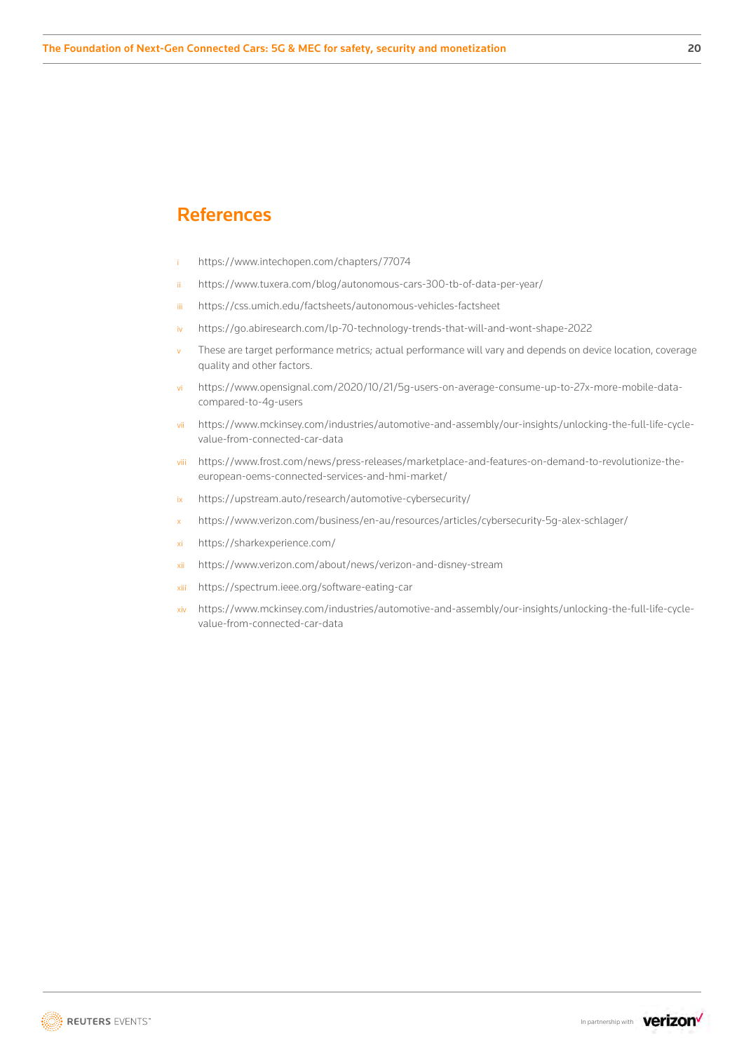## References

i https://www.intechopen.com/chapters/77074

ii https://www.tuxera.com/blog/autonomous-cars-300-tb-of-data-per-year/

iii https://css.umich.edu/factsheets/autonomous-vehicles-factsheet

iv https://go.abiresearch.com/lp-70-technology-trends-that-will-and-wont-shape-2022

v These are target performance metrics; actual performance will vary and depends on device location, coverage quality and other factors.

vi https://www.opensignal.com/2020/10/21/5g-users-on-average-consume-up-to-27x-more-mobile-data-compared-to-4g-users

vii https://www.mckinsey.com/industries/automotive-and-assembly/our-insights/unlocking-the-full-life-cycle-value-from-connected-car-data

viii https://www.frost.com/news/press-releases/marketplace-and-features-on-demand-to-revolutionize-the-european-oems-connected-services-and-hmi-market/

ix https://upstream.auto/research/automotive-cybersecurity/

x https://www.verizon.com/business/en-au/resources/articles/cybersecurity-5g-alex-schlager/

xi https://sharkexperience.com/

xii https://www.verizon.com/about/news/verizon-and-disney-stream

xiii https://spectrum.ieee.org/software-eating-car

xiv https://www.mckinsey.com/industries/automotive-and-assembly/our-insights/unlocking-the-full-life-cycle-value-from-connected-car-data